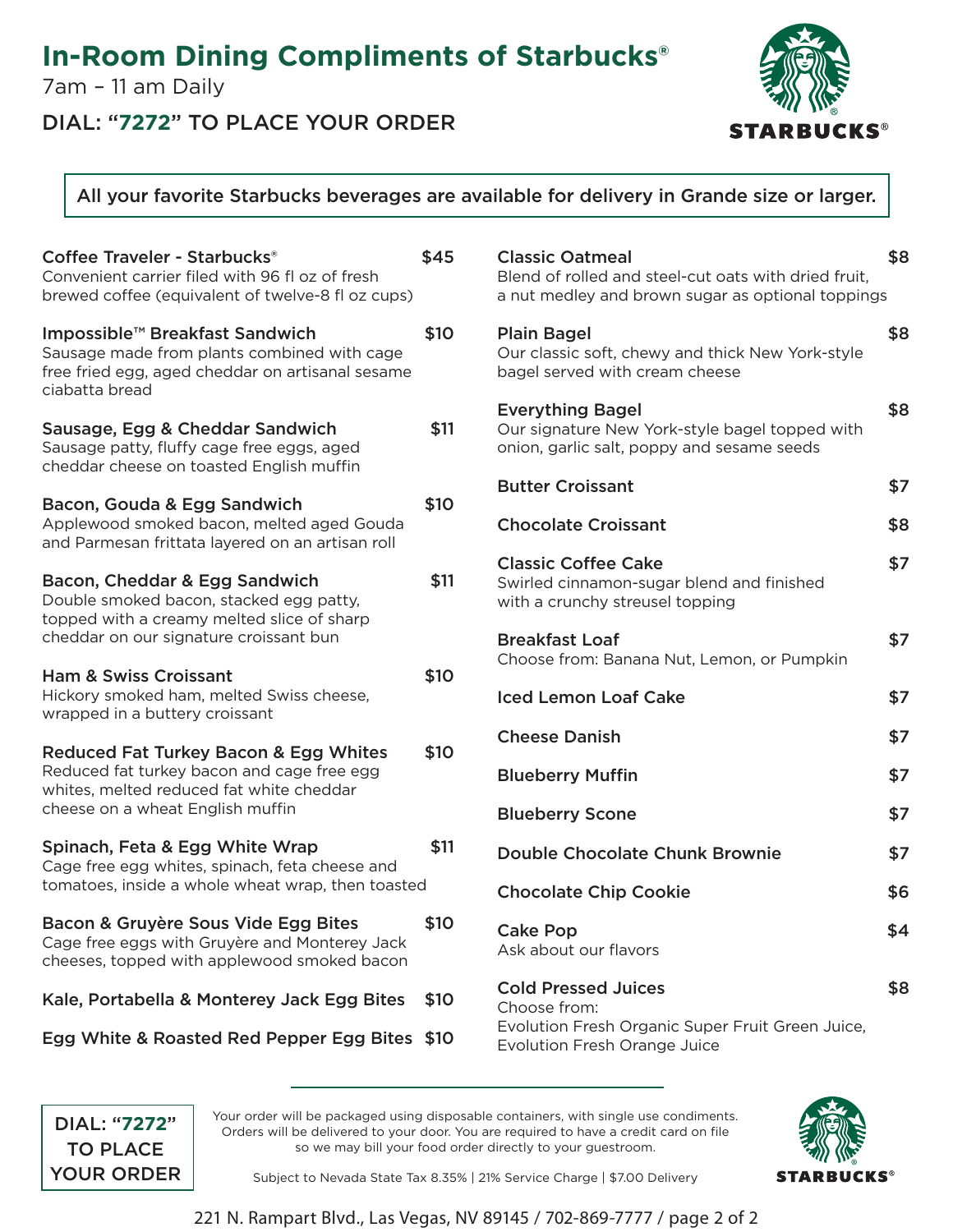# In-Room Dining Compliments of Starbucks®

7am – 11 am Daily

DIAL: **"7272"** TO PLACE YOUR ORDER

STARBUCKS®

All your favorite Starbucks beverages are available for delivery in Grande size or larger.

**Coffee Traveler - Starbucks®** — $45
Convenient carrier filed with 96 fl oz of fresh brewed coffee (equivalent of twelve-8 fl oz cups)

**Impossible™ Breakfast Sandwich** — $10
Sausage made from plants combined with cage free fried egg, aged cheddar on artisanal sesame ciabatta bread

**Sausage, Egg & Cheddar Sandwich** — $11
Sausage patty, fluffy cage free eggs, aged cheddar cheese on toasted English muffin

**Bacon, Gouda & Egg Sandwich** — $10
Applewood smoked bacon, melted aged Gouda and Parmesan frittata layered on an artisan roll

**Bacon, Cheddar & Egg Sandwich** — $11
Double smoked bacon, stacked egg patty, topped with a creamy melted slice of sharp cheddar on our signature croissant bun

**Ham & Swiss Croissant** — $10
Hickory smoked ham, melted Swiss cheese, wrapped in a buttery croissant

**Reduced Fat Turkey Bacon & Egg Whites** — $10
Reduced fat turkey bacon and cage free egg whites, melted reduced fat white cheddar cheese on a wheat English muffin

**Spinach, Feta & Egg White Wrap** — $11
Cage free egg whites, spinach, feta cheese and tomatoes, inside a whole wheat wrap, then toasted

**Bacon & Gruyère Sous Vide Egg Bites** — $10
Cage free eggs with Gruyère and Monterey Jack cheeses, topped with applewood smoked bacon

**Kale, Portabella & Monterey Jack Egg Bites** — $10

**Egg White & Roasted Red Pepper Egg Bites** — $10

**Classic Oatmeal** — $8
Blend of rolled and steel-cut oats with dried fruit, a nut medley and brown sugar as optional toppings

**Plain Bagel** — $8
Our classic soft, chewy and thick New York-style bagel served with cream cheese

**Everything Bagel** — $8
Our signature New York-style bagel topped with onion, garlic salt, poppy and sesame seeds

**Butter Croissant** — $7

**Chocolate Croissant** — $8

**Classic Coffee Cake** — $7
Swirled cinnamon-sugar blend and finished with a crunchy streusel topping

**Breakfast Loaf** — $7
Choose from: Banana Nut, Lemon, or Pumpkin

**Iced Lemon Loaf Cake** — $7

**Cheese Danish** — $7

**Blueberry Muffin** — $7

**Blueberry Scone** — $7

**Double Chocolate Chunk Brownie** — $7

**Chocolate Chip Cookie** — $6

**Cake Pop** — $4
Ask about our flavors

**Cold Pressed Juices** — $8
Choose from:
Evolution Fresh Organic Super Fruit Green Juice, Evolution Fresh Orange Juice

---

DIAL: **"7272"** TO PLACE YOUR ORDER

Your order will be packaged using disposable containers, with single use condiments. Orders will be delivered to your door. You are required to have a credit card on file so we may bill your food order directly to your guestroom.

Subject to Nevada State Tax 8.35% | 21% Service Charge | $7.00 Delivery

STARBUCKS®

221 N. Rampart Blvd., Las Vegas, NV 89145 / 702-869-7777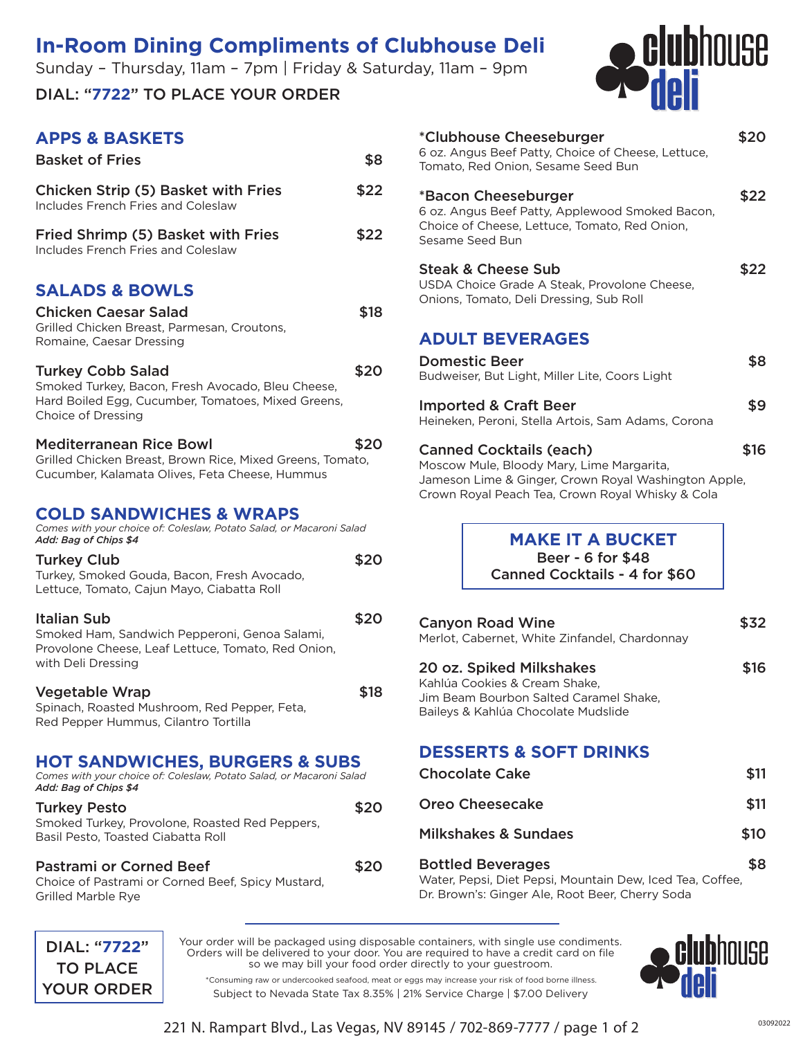# In-Room Dining Compliments of Clubhouse Deli

Sunday – Thursday, 11am – 7pm | Friday & Saturday, 11am – 9pm

DIAL: "**7722**" TO PLACE YOUR ORDER

## APPS & BASKETS

**Basket of Fries** — $8

**Chicken Strip (5) Basket with Fries** — $22
Includes French Fries and Coleslaw

**Fried Shrimp (5) Basket with Fries** — $22
Includes French Fries and Coleslaw

## SALADS & BOWLS

**Chicken Caesar Salad** — $18
Grilled Chicken Breast, Parmesan, Croutons, Romaine, Caesar Dressing

**Turkey Cobb Salad** — $20
Smoked Turkey, Bacon, Fresh Avocado, Bleu Cheese, Hard Boiled Egg, Cucumber, Tomatoes, Mixed Greens, Choice of Dressing

**Mediterranean Rice Bowl** — $20
Grilled Chicken Breast, Brown Rice, Mixed Greens, Tomato, Cucumber, Kalamata Olives, Feta Cheese, Hummus

## COLD SANDWICHES & WRAPS

*Comes with your choice of: Coleslaw, Potato Salad, or Macaroni Salad*
***Add: Bag of Chips $4***

**Turkey Club** — $20
Turkey, Smoked Gouda, Bacon, Fresh Avocado, Lettuce, Tomato, Cajun Mayo, Ciabatta Roll

**Italian Sub** — $20
Smoked Ham, Sandwich Pepperoni, Genoa Salami, Provolone Cheese, Leaf Lettuce, Tomato, Red Onion, with Deli Dressing

**Vegetable Wrap** — $18
Spinach, Roasted Mushroom, Red Pepper, Feta, Red Pepper Hummus, Cilantro Tortilla

## HOT SANDWICHES, BURGERS & SUBS

*Comes with your choice of: Coleslaw, Potato Salad, or Macaroni Salad*
***Add: Bag of Chips $4***

**Turkey Pesto** — $20
Smoked Turkey, Provolone, Roasted Red Peppers, Basil Pesto, Toasted Ciabatta Roll

**Pastrami or Corned Beef** — $20
Choice of Pastrami or Corned Beef, Spicy Mustard, Grilled Marble Rye

**\*Clubhouse Cheeseburger** — $20
6 oz. Angus Beef Patty, Choice of Cheese, Lettuce, Tomato, Red Onion, Sesame Seed Bun

**\*Bacon Cheeseburger** — $22
6 oz. Angus Beef Patty, Applewood Smoked Bacon, Choice of Cheese, Lettuce, Tomato, Red Onion, Sesame Seed Bun

**Steak & Cheese Sub** — $22
USDA Choice Grade A Steak, Provolone Cheese, Onions, Tomato, Deli Dressing, Sub Roll

## ADULT BEVERAGES

**Domestic Beer** — $8
Budweiser, But Light, Miller Lite, Coors Light

**Imported & Craft Beer** — $9
Heineken, Peroni, Stella Artois, Sam Adams, Corona

**Canned Cocktails (each)** — $16
Moscow Mule, Bloody Mary, Lime Margarita, Jameson Lime & Ginger, Crown Royal Washington Apple, Crown Royal Peach Tea, Crown Royal Whisky & Cola

**MAKE IT A BUCKET**
Beer - 6 for $48
Canned Cocktails - 4 for $60

**Canyon Road Wine** — $32
Merlot, Cabernet, White Zinfandel, Chardonnay

**20 oz. Spiked Milkshakes** — $16
Kahlúa Cookies & Cream Shake, Jim Beam Bourbon Salted Caramel Shake, Baileys & Kahlúa Chocolate Mudslide

## DESSERTS & SOFT DRINKS

**Chocolate Cake** — $11

**Oreo Cheesecake** — $11

**Milkshakes & Sundaes** — $10

**Bottled Beverages** — $8
Water, Pepsi, Diet Pepsi, Mountain Dew, Iced Tea, Coffee, Dr. Brown's: Ginger Ale, Root Beer, Cherry Soda

---

DIAL: "**7722**" TO PLACE YOUR ORDER

Your order will be packaged using disposable containers, with single use condiments. Orders will be delivered to your door. You are required to have a credit card on file so we may bill your food order directly to your guestroom.

*Consuming raw or undercooked seafood, meat or eggs may increase your risk of food borne illness.

Subject to Nevada State Tax 8.35% | 21% Service Charge | $7.00 Delivery

221 N. Rampart Blvd., Las Vegas, NV 89145 / 702-869-7777

03092022